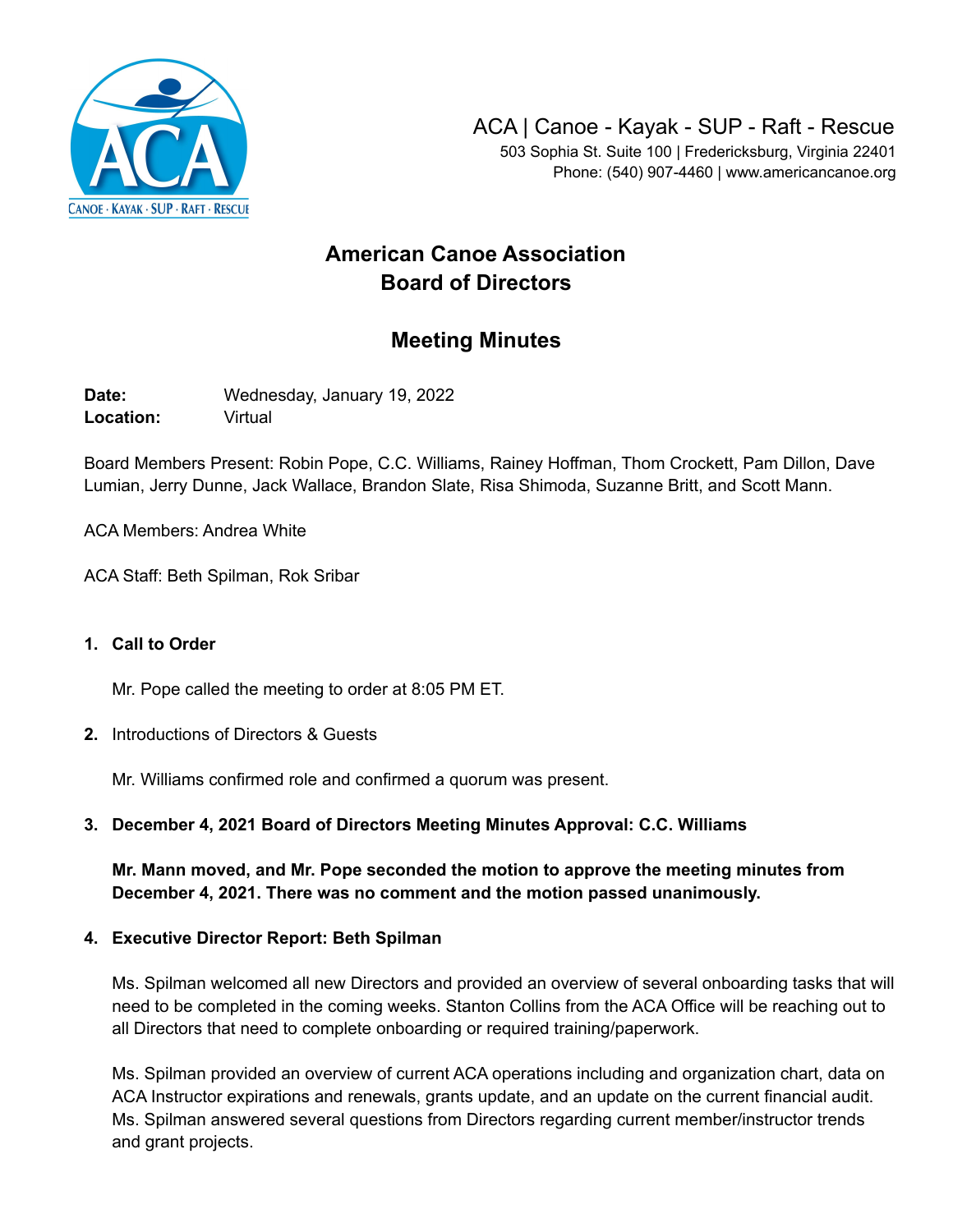ACA | Canoe - Kayak - SUP - Raft - Rescue
503 Sophia St. Suite 100 | Fredericksburg, Virginia 22401
Phone: (540) 907-4460 | www.americancanoe.org

# American Canoe Association
# Board of Directors

## Meeting Minutes

**Date:** Wednesday, January 19, 2022
**Location:** Virtual

Board Members Present: Robin Pope, C.C. Williams, Rainey Hoffman, Thom Crockett, Pam Dillon, Dave Lumian, Jerry Dunne, Jack Wallace, Brandon Slate, Risa Shimoda, Suzanne Britt, and Scott Mann.

ACA Members: Andrea White

ACA Staff: Beth Spilman, Rok Sribar

1. **Call to Order**

   Mr. Pope called the meeting to order at 8:05 PM ET.

2. Introductions of Directors & Guests

   Mr. Williams confirmed role and confirmed a quorum was present.

3. **December 4, 2021 Board of Directors Meeting Minutes Approval: C.C. Williams**

   **Mr. Mann moved, and Mr. Pope seconded the motion to approve the meeting minutes from December 4, 2021. There was no comment and the motion passed unanimously.**

4. **Executive Director Report: Beth Spilman**

   Ms. Spilman welcomed all new Directors and provided an overview of several onboarding tasks that will need to be completed in the coming weeks. Stanton Collins from the ACA Office will be reaching out to all Directors that need to complete onboarding or required training/paperwork.

   Ms. Spilman provided an overview of current ACA operations including and organization chart, data on ACA Instructor expirations and renewals, grants update, and an update on the current financial audit. Ms. Spilman answered several questions from Directors regarding current member/instructor trends and grant projects.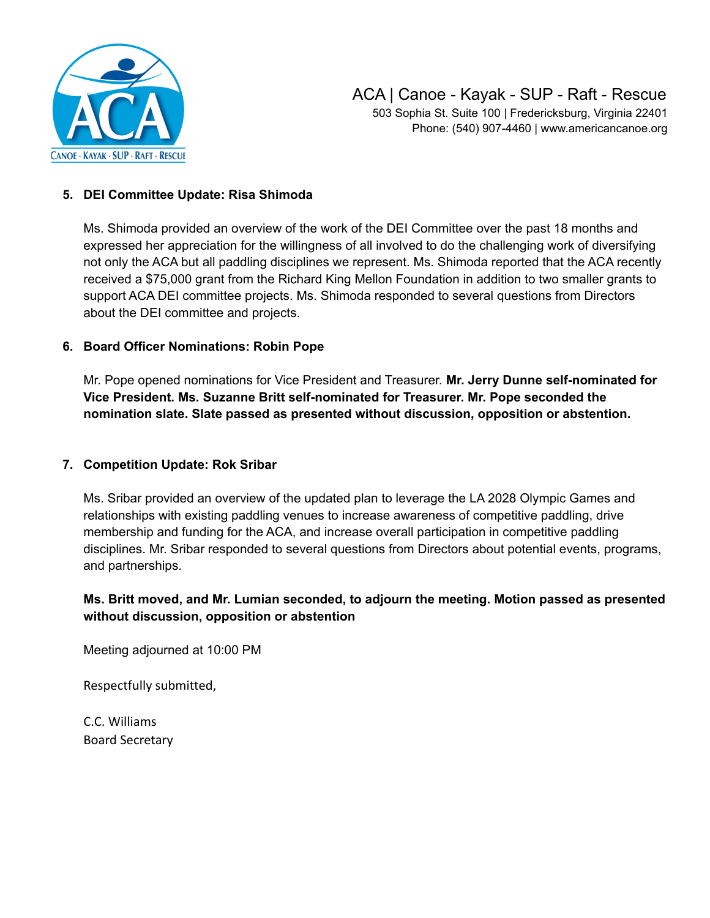ACA | Canoe - Kayak - SUP - Raft - Rescue
503 Sophia St. Suite 100 | Fredericksburg, Virginia 22401
Phone: (540) 907-4460 | www.americancanoe.org

5. **DEI Committee Update: Risa Shimoda**

   Ms. Shimoda provided an overview of the work of the DEI Committee over the past 18 months and expressed her appreciation for the willingness of all involved to do the challenging work of diversifying not only the ACA but all paddling disciplines we represent. Ms. Shimoda reported that the ACA recently received a $75,000 grant from the Richard King Mellon Foundation in addition to two smaller grants to support ACA DEI committee projects. Ms. Shimoda responded to several questions from Directors about the DEI committee and projects.

6. **Board Officer Nominations: Robin Pope**

   Mr. Pope opened nominations for Vice President and Treasurer. **Mr. Jerry Dunne self-nominated for Vice President. Ms. Suzanne Britt self-nominated for Treasurer. Mr. Pope seconded the nomination slate. Slate passed as presented without discussion, opposition or abstention.**

7. **Competition Update: Rok Sribar**

   Ms. Sribar provided an overview of the updated plan to leverage the LA 2028 Olympic Games and relationships with existing paddling venues to increase awareness of competitive paddling, drive membership and funding for the ACA, and increase overall participation in competitive paddling disciplines. Mr. Sribar responded to several questions from Directors about potential events, programs, and partnerships.

**Ms. Britt moved, and Mr. Lumian seconded, to adjourn the meeting. Motion passed as presented without discussion, opposition or abstention**

Meeting adjourned at 10:00 PM

Respectfully submitted,

C.C. Williams
Board Secretary